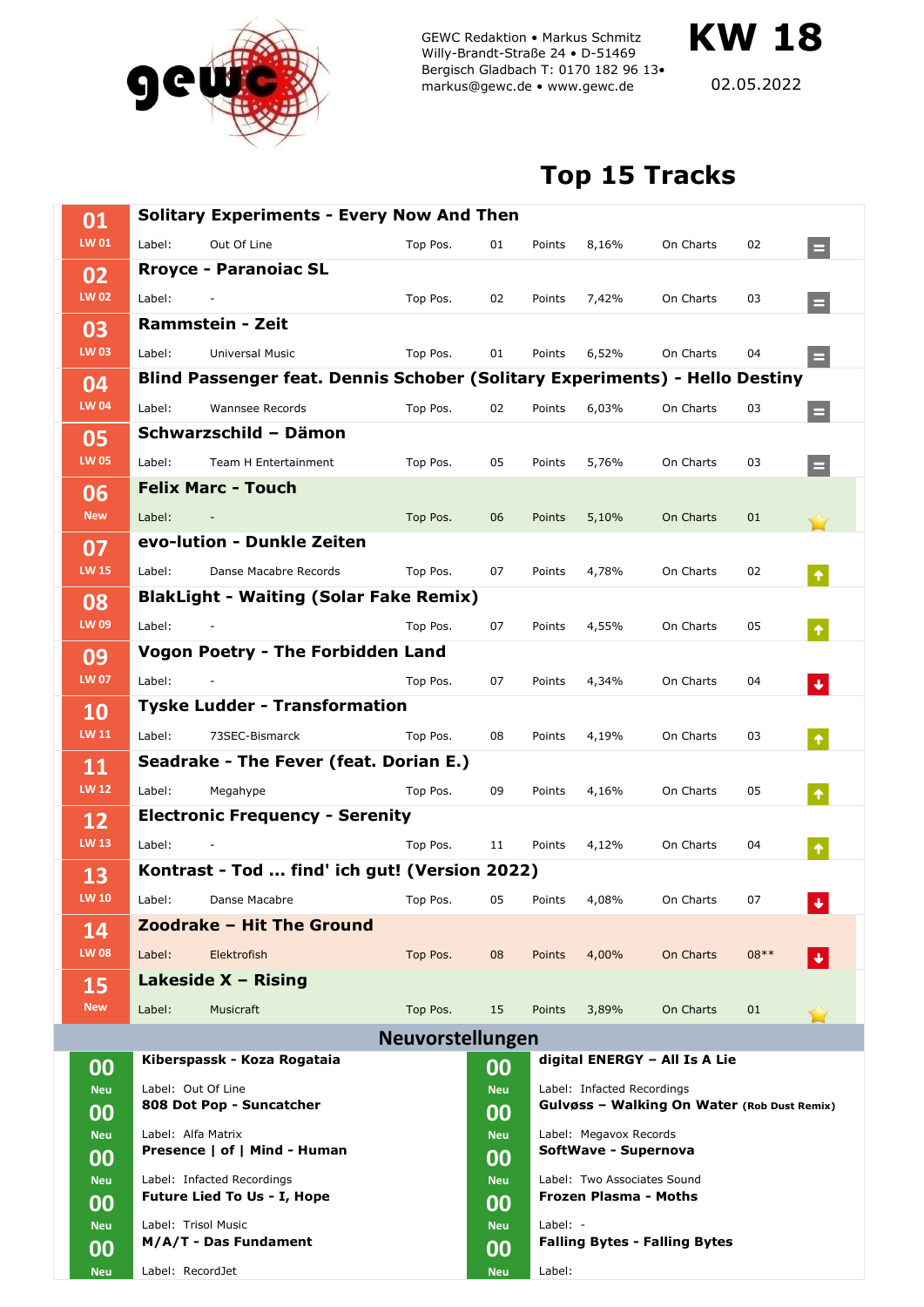GEWC Redaktion • Markus Schmitz
Willy-Brandt-Straße 24 • D-51469
Bergisch Gladbach T: 0170 182 96 13•
markus@gewc.de • www.gewc.de

# KW 18

02.05.2022

## Top 15 Tracks

| Pos. | LW | Track | Label | Top Pos. | Points | On Charts | Trend |
|---|---|---|---|---|---|---|---|
| 01 | LW 01 | **Solitary Experiments - Every Now And Then** | Out Of Line | 01 | 8,16% | 02 | = |
| 02 | LW 02 | **Rroyce - Paranoiac SL** | - | 02 | 7,42% | 03 | = |
| 03 | LW 03 | **Rammstein - Zeit** | Universal Music | 01 | 6,52% | 04 | = |
| 04 | LW 04 | **Blind Passenger feat. Dennis Schober (Solitary Experiments) - Hello Destiny** | Wannsee Records | 02 | 6,03% | 03 | = |
| 05 | LW 05 | **Schwarzschild – Dämon** | Team H Entertainment | 05 | 5,76% | 03 | = |
| 06 | New | **Felix Marc - Touch** | - | 06 | 5,10% | 01 | ★ |
| 07 | LW 15 | **evo-lution - Dunkle Zeiten** | Danse Macabre Records | 07 | 4,78% | 02 | ↑ |
| 08 | LW 09 | **BlakLight - Waiting (Solar Fake Remix)** | - | 07 | 4,55% | 05 | ↑ |
| 09 | LW 07 | **Vogon Poetry - The Forbidden Land** | - | 07 | 4,34% | 04 | ↓ |
| 10 | LW 11 | **Tyske Ludder - Transformation** | 73SEC-Bismarck | 08 | 4,19% | 03 | ↑ |
| 11 | LW 12 | **Seadrake - The Fever (feat. Dorian E.)** | Megahype | 09 | 4,16% | 05 | ↑ |
| 12 | LW 13 | **Electronic Frequency - Serenity** | - | 11 | 4,12% | 04 | ↑ |
| 13 | LW 10 | **Kontrast - Tod ... find' ich gut! (Version 2022)** | Danse Macabre | 05 | 4,08% | 07 | ↓ |
| 14 | LW 08 | **Zoodrake – Hit The Ground** | Elektrofish | 08 | 4,00% | 08** | ↓ |
| 15 | New | **Lakeside X – Rising** | Musicraft | 15 | 3,89% | 01 | ★ |

## Neuvorstellungen

| Pos. | Track | Label |
|---|---|---|
| 00 Neu | **Kiberspassk - Koza Rogataia** | Out Of Line |
| 00 Neu | **808 Dot Pop - Suncatcher** | Alfa Matrix |
| 00 Neu | **Presence \| of \| Mind - Human** | Infacted Recordings |
| 00 Neu | **Future Lied To Us - I, Hope** | Trisol Music |
| 00 Neu | **M/A/T - Das Fundament** | RecordJet |
| 00 Neu | **digital ENERGY – All Is A Lie** | Infacted Recordings |
| 00 Neu | **Gulvøss – Walking On Water** (Rob Dust Remix) | Megavox Records |
| 00 Neu | **SoftWave - Supernova** | Two Associates Sound |
| 00 Neu | **Frozen Plasma - Moths** | - |
| 00 Neu | **Falling Bytes - Falling Bytes** | |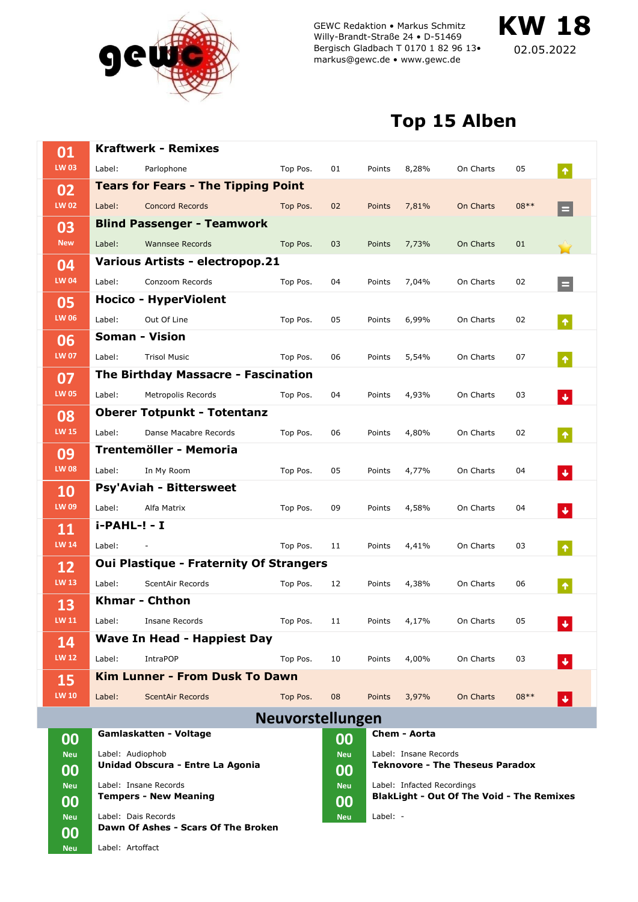GEWC Redaktion • Markus Schmitz
Willy-Brandt-Straße 24 • D-51469
Bergisch Gladbach T 0170 1 82 96 13•
markus@gewc.de • www.gewc.de

# KW 18

02.05.2022

## Top 15 Alben

| Pos. | LW | Artist - Album | Label | Top Pos. | Points | On Charts | Trend |
|---|---|---|---|---|---|---|---|
| 01 | LW 03 | Kraftwerk - Remixes | Parlophone | 01 | 8,28% | 05 | ↑ |
| 02 | LW 02 | Tears for Fears - The Tipping Point | Concord Records | 02 | 7,81% | 08** | = |
| 03 | New | Blind Passenger - Teamwork | Wannsee Records | 03 | 7,73% | 01 | ★ |
| 04 | LW 04 | Various Artists - electropop.21 | Conzoom Records | 04 | 7,04% | 02 | = |
| 05 | LW 06 | Hocico - HyperViolent | Out Of Line | 05 | 6,99% | 02 | ↑ |
| 06 | LW 07 | Soman - Vision | Trisol Music | 06 | 5,54% | 07 | ↑ |
| 07 | LW 05 | The Birthday Massacre - Fascination | Metropolis Records | 04 | 4,93% | 03 | ↓ |
| 08 | LW 15 | Oberer Totpunkt - Totentanz | Danse Macabre Records | 06 | 4,80% | 02 | ↑ |
| 09 | LW 08 | Trentemöller - Memoria | In My Room | 05 | 4,77% | 04 | ↓ |
| 10 | LW 09 | Psy'Aviah - Bittersweet | Alfa Matrix | 09 | 4,58% | 04 | ↓ |
| 11 | LW 14 | i-PAHL-! - I | - | 11 | 4,41% | 03 | ↑ |
| 12 | LW 13 | Oui Plastique - Fraternity Of Strangers | ScentAir Records | 12 | 4,38% | 06 | ↑ |
| 13 | LW 11 | Khmar - Chthon | Insane Records | 11 | 4,17% | 05 | ↓ |
| 14 | LW 12 | Wave In Head - Happiest Day | IntraPOP | 10 | 4,00% | 03 | ↓ |
| 15 | LW 10 | Kim Lunner - From Dusk To Dawn | ScentAir Records | 08 | 3,97% | 08** | ↓ |

## Neuvorstellungen

| Pos. | LW | Artist - Album | Label |
|---|---|---|---|
| 00 | Neu | Gamlaskatten - Voltage | Audiophob |
| 00 | Neu | Unidad Obscura - Entre La Agonia | Insane Records |
| 00 | Neu | Tempers - New Meaning | Dais Records |
| 00 | Neu | Dawn Of Ashes - Scars Of The Broken | Artoffact |
| 00 | Neu | Chem - Aorta | Insane Records |
| 00 | Neu | Teknovore - The Theseus Paradox | Infacted Recordings |
| 00 | Neu | BlakLight - Out Of The Void - The Remixes | - |